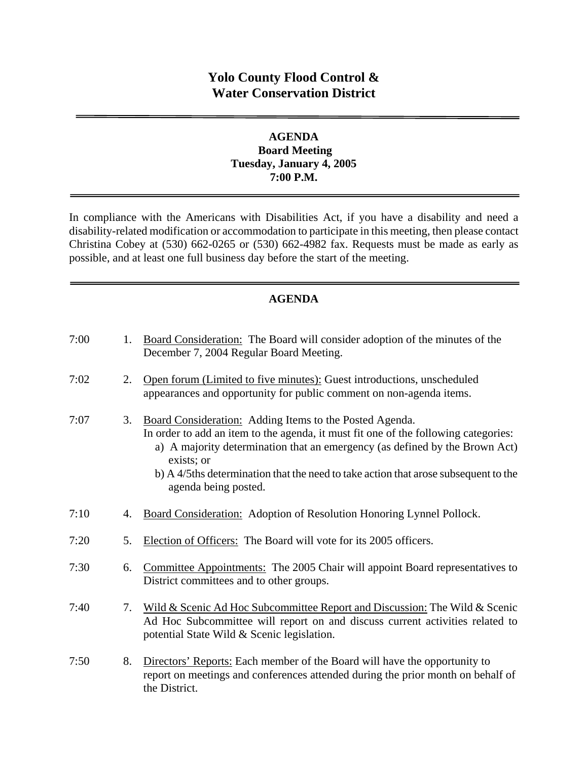# Yolo County Flood Control & Water Conservation District

## AGENDA
**Board Meeting**
**Tuesday, January 4, 2005**
**7:00 P.M.**

In compliance with the Americans with Disabilities Act, if you have a disability and need a disability-related modification or accommodation to participate in this meeting, then please contact Christina Cobey at (530) 662-0265 or (530) 662-4982 fax. Requests must be made as early as possible, and at least one full business day before the start of the meeting.

## AGENDA

7:00 1. Board Consideration: The Board will consider adoption of the minutes of the December 7, 2004 Regular Board Meeting.

7:02 2. Open forum (Limited to five minutes): Guest introductions, unscheduled appearances and opportunity for public comment on non-agenda items.

7:07 3. Board Consideration: Adding Items to the Posted Agenda. In order to add an item to the agenda, it must fit one of the following categories:
   a) A majority determination that an emergency (as defined by the Brown Act) exists; or
   b) A 4/5ths determination that the need to take action that arose subsequent to the agenda being posted.

7:10 4. Board Consideration: Adoption of Resolution Honoring Lynnel Pollock.

7:20 5. Election of Officers: The Board will vote for its 2005 officers.

7:30 6. Committee Appointments: The 2005 Chair will appoint Board representatives to District committees and to other groups.

7:40 7. Wild & Scenic Ad Hoc Subcommittee Report and Discussion: The Wild & Scenic Ad Hoc Subcommittee will report on and discuss current activities related to potential State Wild & Scenic legislation.

7:50 8. Directors' Reports: Each member of the Board will have the opportunity to report on meetings and conferences attended during the prior month on behalf of the District.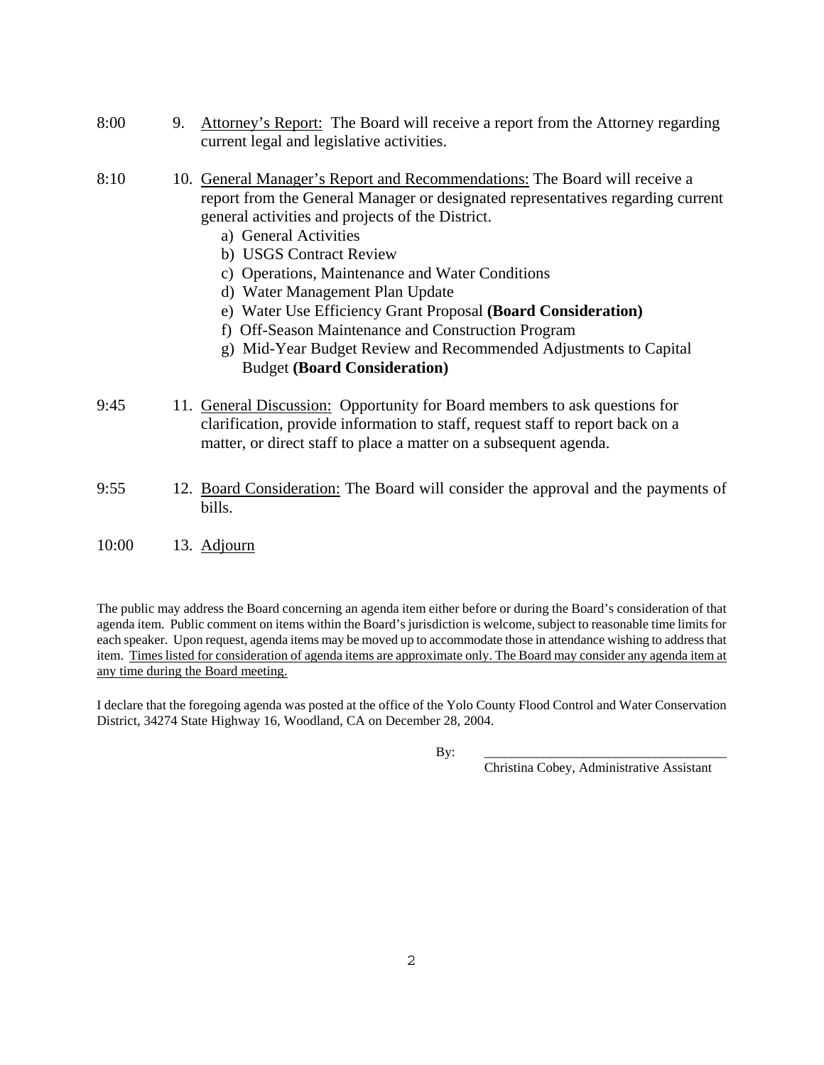8:00  9. <u>Attorney's Report:</u> The Board will receive a report from the Attorney regarding current legal and legislative activities.

8:10  10. <u>General Manager's Report and Recommendations:</u> The Board will receive a report from the General Manager or designated representatives regarding current general activities and projects of the District.

   a) General Activities
   b) USGS Contract Review
   c) Operations, Maintenance and Water Conditions
   d) Water Management Plan Update
   e) Water Use Efficiency Grant Proposal **(Board Consideration)**
   f) Off-Season Maintenance and Construction Program
   g) Mid-Year Budget Review and Recommended Adjustments to Capital Budget **(Board Consideration)**

9:45  11. <u>General Discussion:</u> Opportunity for Board members to ask questions for clarification, provide information to staff, request staff to report back on a matter, or direct staff to place a matter on a subsequent agenda.

9:55  12. <u>Board Consideration:</u> The Board will consider the approval and the payments of bills.

10:00  13. <u>Adjourn</u>

The public may address the Board concerning an agenda item either before or during the Board's consideration of that agenda item. Public comment on items within the Board's jurisdiction is welcome, subject to reasonable time limits for each speaker. Upon request, agenda items may be moved up to accommodate those in attendance wishing to address that item. <u>Times listed for consideration of agenda items are approximate only. The Board may consider any agenda item at any time during the Board meeting.</u>

I declare that the foregoing agenda was posted at the office of the Yolo County Flood Control and Water Conservation District, 34274 State Highway 16, Woodland, CA on December 28, 2004.

By: ___________________________________
Christina Cobey, Administrative Assistant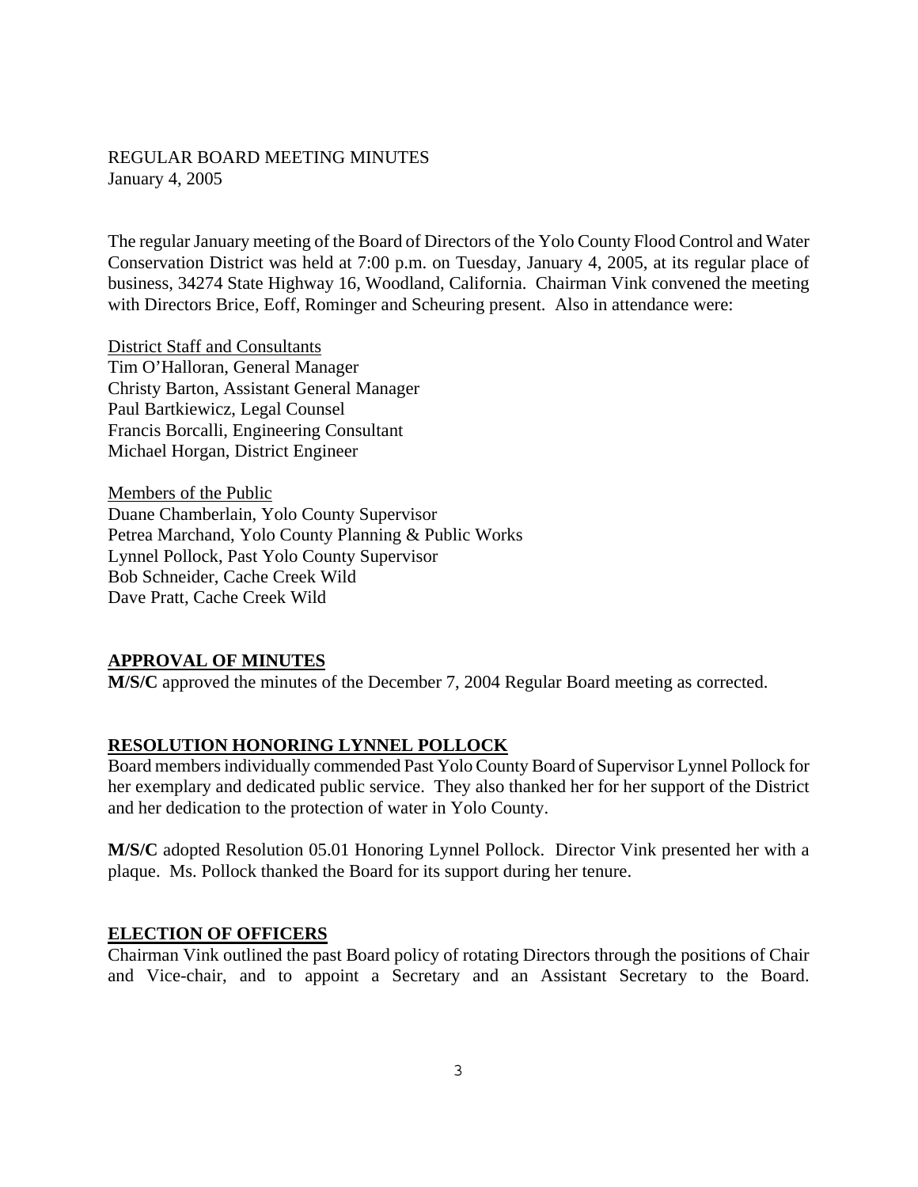REGULAR BOARD MEETING MINUTES
January 4, 2005

The regular January meeting of the Board of Directors of the Yolo County Flood Control and Water Conservation District was held at 7:00 p.m. on Tuesday, January 4, 2005, at its regular place of business, 34274 State Highway 16, Woodland, California. Chairman Vink convened the meeting with Directors Brice, Eoff, Rominger and Scheuring present. Also in attendance were:

District Staff and Consultants
Tim O'Halloran, General Manager
Christy Barton, Assistant General Manager
Paul Bartkiewicz, Legal Counsel
Francis Borcalli, Engineering Consultant
Michael Horgan, District Engineer

Members of the Public
Duane Chamberlain, Yolo County Supervisor
Petrea Marchand, Yolo County Planning & Public Works
Lynnel Pollock, Past Yolo County Supervisor
Bob Schneider, Cache Creek Wild
Dave Pratt, Cache Creek Wild

## APPROVAL OF MINUTES

**M/S/C** approved the minutes of the December 7, 2004 Regular Board meeting as corrected.

## RESOLUTION HONORING LYNNEL POLLOCK

Board members individually commended Past Yolo County Board of Supervisor Lynnel Pollock for her exemplary and dedicated public service. They also thanked her for her support of the District and her dedication to the protection of water in Yolo County.

**M/S/C** adopted Resolution 05.01 Honoring Lynnel Pollock. Director Vink presented her with a plaque. Ms. Pollock thanked the Board for its support during her tenure.

## ELECTION OF OFFICERS

Chairman Vink outlined the past Board policy of rotating Directors through the positions of Chair and Vice-chair, and to appoint a Secretary and an Assistant Secretary to the Board.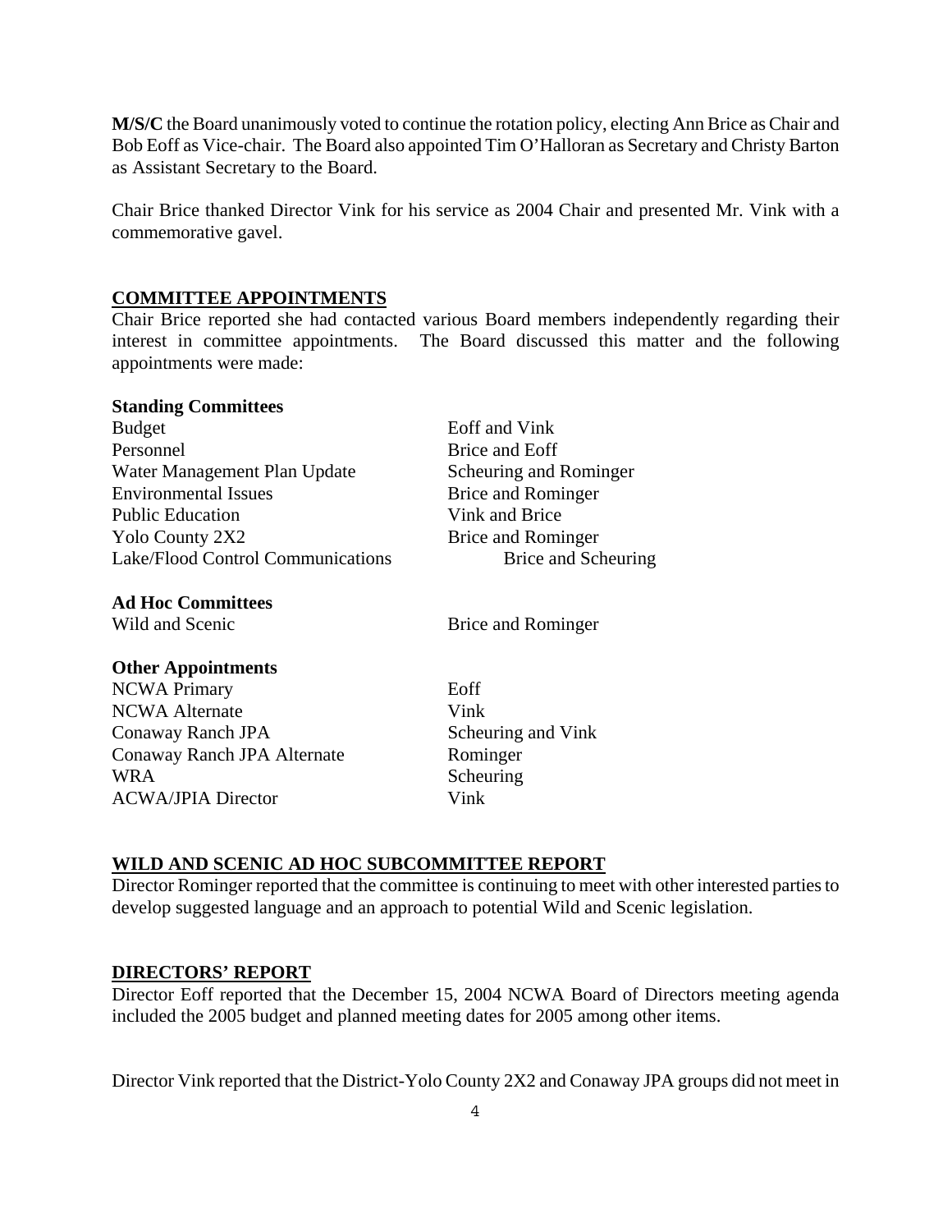**M/S/C** the Board unanimously voted to continue the rotation policy, electing Ann Brice as Chair and Bob Eoff as Vice-chair. The Board also appointed Tim O'Halloran as Secretary and Christy Barton as Assistant Secretary to the Board.

Chair Brice thanked Director Vink for his service as 2004 Chair and presented Mr. Vink with a commemorative gavel.

## COMMITTEE APPOINTMENTS

Chair Brice reported she had contacted various Board members independently regarding their interest in committee appointments. The Board discussed this matter and the following appointments were made:

**Standing Committees**

| | |
|---|---|
| Budget | Eoff and Vink |
| Personnel | Brice and Eoff |
| Water Management Plan Update | Scheuring and Rominger |
| Environmental Issues | Brice and Rominger |
| Public Education | Vink and Brice |
| Yolo County 2X2 | Brice and Rominger |
| Lake/Flood Control Communications | Brice and Scheuring |

**Ad Hoc Committees**

| | |
|---|---|
| Wild and Scenic | Brice and Rominger |

**Other Appointments**

| | |
|---|---|
| NCWA Primary | Eoff |
| NCWA Alternate | Vink |
| Conaway Ranch JPA | Scheuring and Vink |
| Conaway Ranch JPA Alternate | Rominger |
| WRA | Scheuring |
| ACWA/JPIA Director | Vink |

## WILD AND SCENIC AD HOC SUBCOMMITTEE REPORT

Director Rominger reported that the committee is continuing to meet with other interested parties to develop suggested language and an approach to potential Wild and Scenic legislation.

## DIRECTORS' REPORT

Director Eoff reported that the December 15, 2004 NCWA Board of Directors meeting agenda included the 2005 budget and planned meeting dates for 2005 among other items.

Director Vink reported that the District-Yolo County 2X2 and Conaway JPA groups did not meet in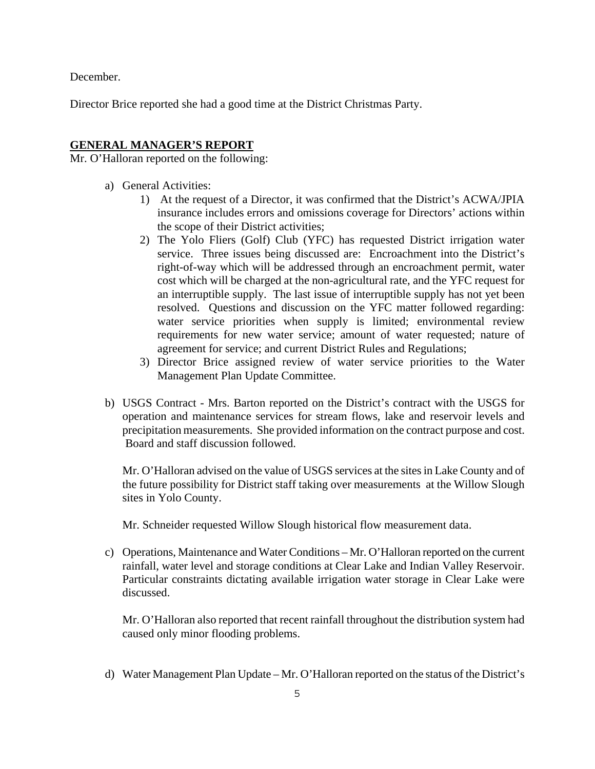December.

Director Brice reported she had a good time at the District Christmas Party.

## GENERAL MANAGER'S REPORT

Mr. O'Halloran reported on the following:

a) General Activities:
   1) At the request of a Director, it was confirmed that the District's ACWA/JPIA insurance includes errors and omissions coverage for Directors' actions within the scope of their District activities;
   2) The Yolo Fliers (Golf) Club (YFC) has requested District irrigation water service. Three issues being discussed are: Encroachment into the District's right-of-way which will be addressed through an encroachment permit, water cost which will be charged at the non-agricultural rate, and the YFC request for an interruptible supply. The last issue of interruptible supply has not yet been resolved. Questions and discussion on the YFC matter followed regarding: water service priorities when supply is limited; environmental review requirements for new water service; amount of water requested; nature of agreement for service; and current District Rules and Regulations;
   3) Director Brice assigned review of water service priorities to the Water Management Plan Update Committee.

b) USGS Contract - Mrs. Barton reported on the District's contract with the USGS for operation and maintenance services for stream flows, lake and reservoir levels and precipitation measurements. She provided information on the contract purpose and cost. Board and staff discussion followed.

   Mr. O'Halloran advised on the value of USGS services at the sites in Lake County and of the future possibility for District staff taking over measurements at the Willow Slough sites in Yolo County.

   Mr. Schneider requested Willow Slough historical flow measurement data.

c) Operations, Maintenance and Water Conditions – Mr. O'Halloran reported on the current rainfall, water level and storage conditions at Clear Lake and Indian Valley Reservoir. Particular constraints dictating available irrigation water storage in Clear Lake were discussed.

   Mr. O'Halloran also reported that recent rainfall throughout the distribution system had caused only minor flooding problems.

d) Water Management Plan Update – Mr. O'Halloran reported on the status of the District's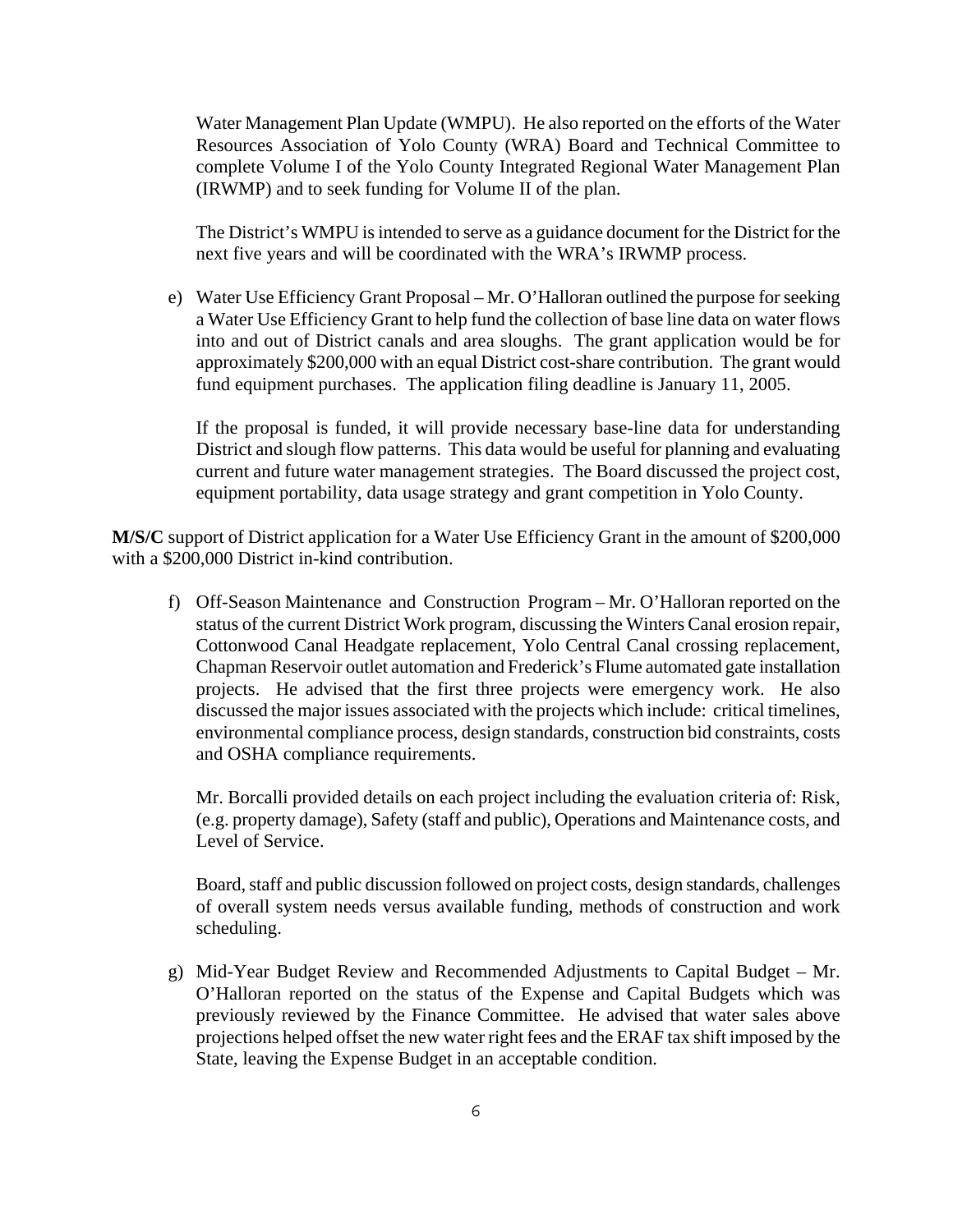Water Management Plan Update (WMPU). He also reported on the efforts of the Water Resources Association of Yolo County (WRA) Board and Technical Committee to complete Volume I of the Yolo County Integrated Regional Water Management Plan (IRWMP) and to seek funding for Volume II of the plan.

The District's WMPU is intended to serve as a guidance document for the District for the next five years and will be coordinated with the WRA's IRWMP process.

e) Water Use Efficiency Grant Proposal – Mr. O'Halloran outlined the purpose for seeking a Water Use Efficiency Grant to help fund the collection of base line data on water flows into and out of District canals and area sloughs. The grant application would be for approximately $200,000 with an equal District cost-share contribution. The grant would fund equipment purchases. The application filing deadline is January 11, 2005.

   If the proposal is funded, it will provide necessary base-line data for understanding District and slough flow patterns. This data would be useful for planning and evaluating current and future water management strategies. The Board discussed the project cost, equipment portability, data usage strategy and grant competition in Yolo County.

**M/S/C** support of District application for a Water Use Efficiency Grant in the amount of $200,000 with a $200,000 District in-kind contribution.

f) Off-Season Maintenance and Construction Program – Mr. O'Halloran reported on the status of the current District Work program, discussing the Winters Canal erosion repair, Cottonwood Canal Headgate replacement, Yolo Central Canal crossing replacement, Chapman Reservoir outlet automation and Frederick's Flume automated gate installation projects. He advised that the first three projects were emergency work. He also discussed the major issues associated with the projects which include: critical timelines, environmental compliance process, design standards, construction bid constraints, costs and OSHA compliance requirements.

   Mr. Borcalli provided details on each project including the evaluation criteria of: Risk, (e.g. property damage), Safety (staff and public), Operations and Maintenance costs, and Level of Service.

   Board, staff and public discussion followed on project costs, design standards, challenges of overall system needs versus available funding, methods of construction and work scheduling.

g) Mid-Year Budget Review and Recommended Adjustments to Capital Budget – Mr. O'Halloran reported on the status of the Expense and Capital Budgets which was previously reviewed by the Finance Committee. He advised that water sales above projections helped offset the new water right fees and the ERAF tax shift imposed by the State, leaving the Expense Budget in an acceptable condition.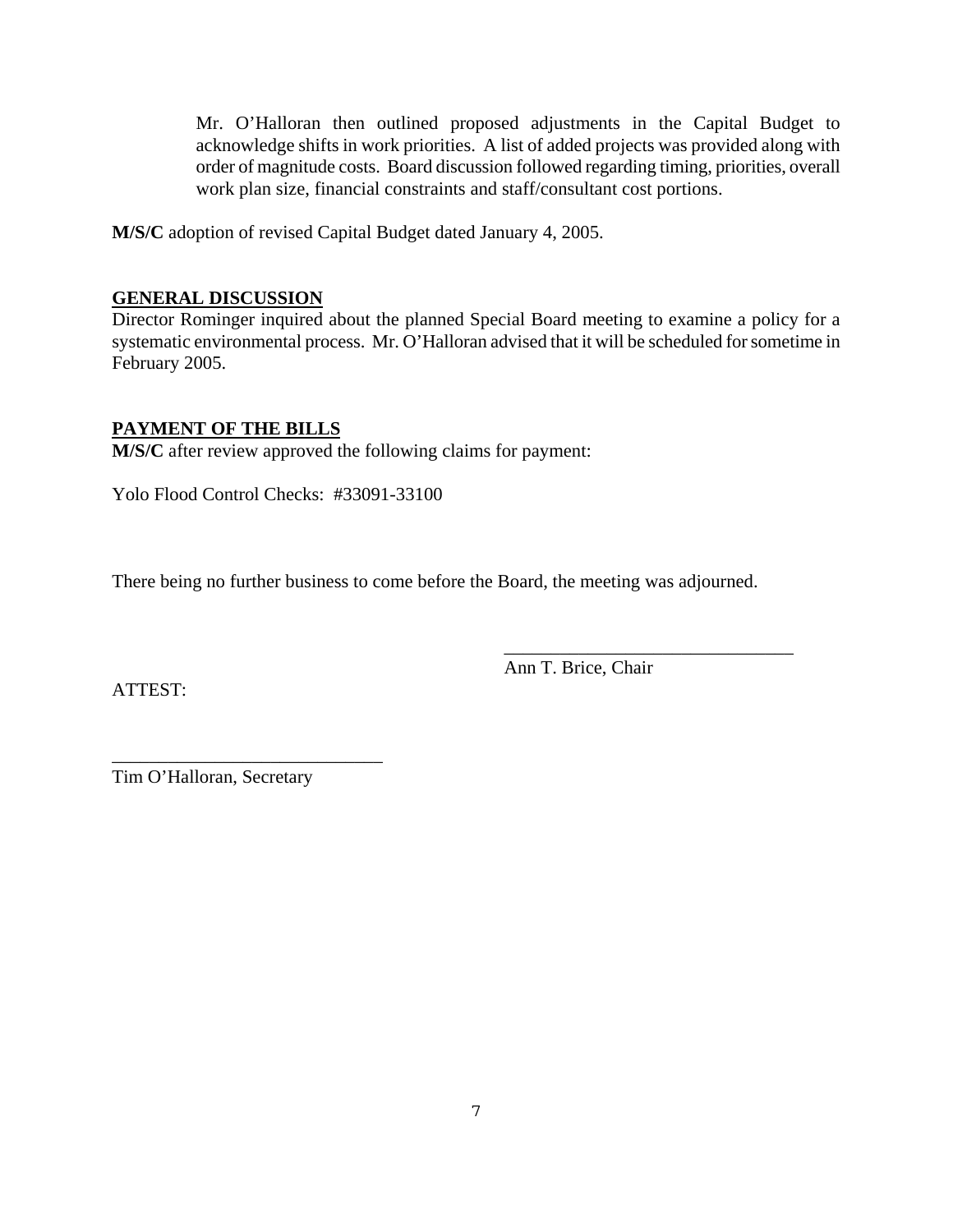Mr. O'Halloran then outlined proposed adjustments in the Capital Budget to acknowledge shifts in work priorities. A list of added projects was provided along with order of magnitude costs. Board discussion followed regarding timing, priorities, overall work plan size, financial constraints and staff/consultant cost portions.

**M/S/C** adoption of revised Capital Budget dated January 4, 2005.

## GENERAL DISCUSSION

Director Rominger inquired about the planned Special Board meeting to examine a policy for a systematic environmental process. Mr. O'Halloran advised that it will be scheduled for sometime in February 2005.

## PAYMENT OF THE BILLS

**M/S/C** after review approved the following claims for payment:

Yolo Flood Control Checks: #33091-33100

There being no further business to come before the Board, the meeting was adjourned.

\_\_\_\_\_\_\_\_\_\_\_\_\_\_\_\_\_\_\_\_\_\_\_\_\_\_\_\_\_\_\_
Ann T. Brice, Chair

ATTEST:

\_\_\_\_\_\_\_\_\_\_\_\_\_\_\_\_\_\_\_\_\_\_\_\_\_\_\_\_\_\_\_
Tim O'Halloran, Secretary